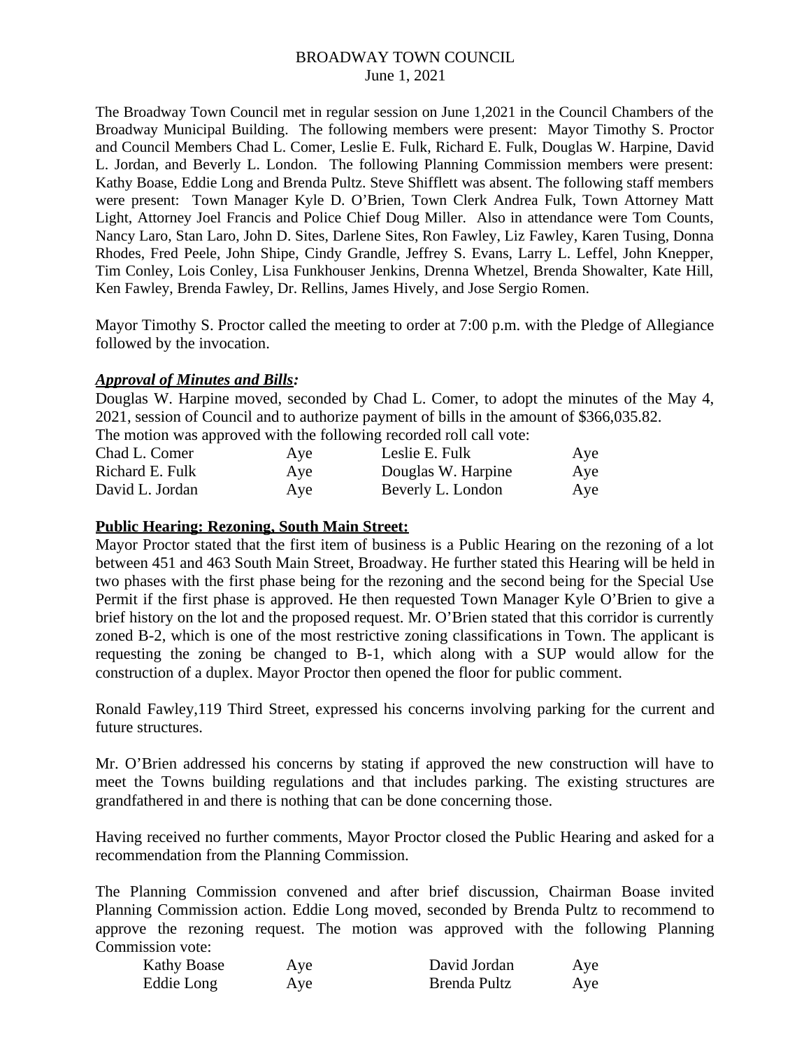# BROADWAY TOWN COUNCIL

June 1, 2021

The Broadway Town Council met in regular session on June 1,2021 in the Council Chambers of the Broadway Municipal Building. The following members were present: Mayor Timothy S. Proctor and Council Members Chad L. Comer, Leslie E. Fulk, Richard E. Fulk, Douglas W. Harpine, David L. Jordan, and Beverly L. London. The following Planning Commission members were present: Kathy Boase, Eddie Long and Brenda Pultz. Steve Shifflett was absent. The following staff members were present: Town Manager Kyle D. O'Brien, Town Clerk Andrea Fulk, Town Attorney Matt Light, Attorney Joel Francis and Police Chief Doug Miller. Also in attendance were Tom Counts, Nancy Laro, Stan Laro, John D. Sites, Darlene Sites, Ron Fawley, Liz Fawley, Karen Tusing, Donna Rhodes, Fred Peele, John Shipe, Cindy Grandle, Jeffrey S. Evans, Larry L. Leffel, John Knepper, Tim Conley, Lois Conley, Lisa Funkhouser Jenkins, Drenna Whetzel, Brenda Showalter, Kate Hill, Ken Fawley, Brenda Fawley, Dr. Rellins, James Hively, and Jose Sergio Romen.

Mayor Timothy S. Proctor called the meeting to order at 7:00 p.m. with the Pledge of Allegiance followed by the invocation.

***Approval of Minutes and Bills:***

Douglas W. Harpine moved, seconded by Chad L. Comer, to adopt the minutes of the May 4, 2021, session of Council and to authorize payment of bills in the amount of $366,035.82.

The motion was approved with the following recorded roll call vote:

| | | | |
|---|---|---|---|
| Chad L. Comer | Aye | Leslie E. Fulk | Aye |
| Richard E. Fulk | Aye | Douglas W. Harpine | Aye |
| David L. Jordan | Aye | Beverly L. London | Aye |

**Public Hearing: Rezoning, South Main Street:**

Mayor Proctor stated that the first item of business is a Public Hearing on the rezoning of a lot between 451 and 463 South Main Street, Broadway. He further stated this Hearing will be held in two phases with the first phase being for the rezoning and the second being for the Special Use Permit if the first phase is approved. He then requested Town Manager Kyle O'Brien to give a brief history on the lot and the proposed request. Mr. O'Brien stated that this corridor is currently zoned B-2, which is one of the most restrictive zoning classifications in Town. The applicant is requesting the zoning be changed to B-1, which along with a SUP would allow for the construction of a duplex. Mayor Proctor then opened the floor for public comment.

Ronald Fawley,119 Third Street, expressed his concerns involving parking for the current and future structures.

Mr. O'Brien addressed his concerns by stating if approved the new construction will have to meet the Towns building regulations and that includes parking. The existing structures are grandfathered in and there is nothing that can be done concerning those.

Having received no further comments, Mayor Proctor closed the Public Hearing and asked for a recommendation from the Planning Commission.

The Planning Commission convened and after brief discussion, Chairman Boase invited Planning Commission action. Eddie Long moved, seconded by Brenda Pultz to recommend to approve the rezoning request. The motion was approved with the following Planning Commission vote:

| | | | |
|---|---|---|---|
| Kathy Boase | Aye | David Jordan | Aye |
| Eddie Long | Aye | Brenda Pultz | Aye |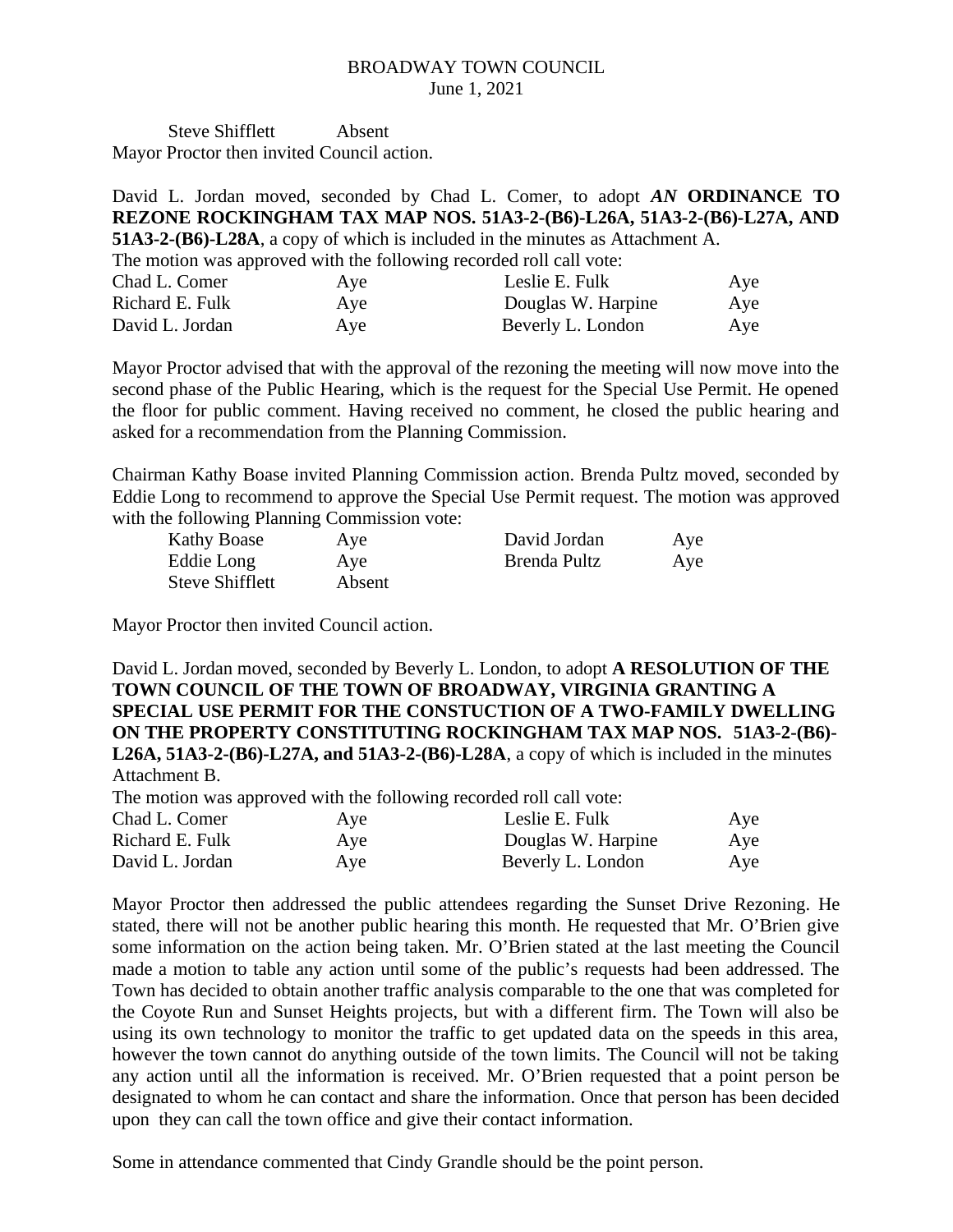BROADWAY TOWN COUNCIL
June 1, 2021

| | |
|---|---|
| Steve Shifflett | Absent |

Mayor Proctor then invited Council action.

David L. Jordan moved, seconded by Chad L. Comer, to adopt ***AN*** **ORDINANCE TO REZONE ROCKINGHAM TAX MAP NOS. 51A3-2-(B6)-L26A, 51A3-2-(B6)-L27A, AND 51A3-2-(B6)-L28A**, a copy of which is included in the minutes as Attachment A.

The motion was approved with the following recorded roll call vote:

| | | | |
|---|---|---|---|
| Chad L. Comer | Aye | Leslie E. Fulk | Aye |
| Richard E. Fulk | Aye | Douglas W. Harpine | Aye |
| David L. Jordan | Aye | Beverly L. London | Aye |

Mayor Proctor advised that with the approval of the rezoning the meeting will now move into the second phase of the Public Hearing, which is the request for the Special Use Permit. He opened the floor for public comment. Having received no comment, he closed the public hearing and asked for a recommendation from the Planning Commission.

Chairman Kathy Boase invited Planning Commission action. Brenda Pultz moved, seconded by Eddie Long to recommend to approve the Special Use Permit request. The motion was approved with the following Planning Commission vote:

| | | | |
|---|---|---|---|
| Kathy Boase | Aye | David Jordan | Aye |
| Eddie Long | Aye | Brenda Pultz | Aye |
| Steve Shifflett | Absent | | |

Mayor Proctor then invited Council action.

David L. Jordan moved, seconded by Beverly L. London, to adopt **A RESOLUTION OF THE TOWN COUNCIL OF THE TOWN OF BROADWAY, VIRGINIA GRANTING A SPECIAL USE PERMIT FOR THE CONSTUCTION OF A TWO-FAMILY DWELLING ON THE PROPERTY CONSTITUTING ROCKINGHAM TAX MAP NOS. 51A3-2-(B6)-L26A, 51A3-2-(B6)-L27A, and 51A3-2-(B6)-L28A**, a copy of which is included in the minutes Attachment B.

The motion was approved with the following recorded roll call vote:

| | | | |
|---|---|---|---|
| Chad L. Comer | Aye | Leslie E. Fulk | Aye |
| Richard E. Fulk | Aye | Douglas W. Harpine | Aye |
| David L. Jordan | Aye | Beverly L. London | Aye |

Mayor Proctor then addressed the public attendees regarding the Sunset Drive Rezoning. He stated, there will not be another public hearing this month. He requested that Mr. O'Brien give some information on the action being taken. Mr. O'Brien stated at the last meeting the Council made a motion to table any action until some of the public's requests had been addressed. The Town has decided to obtain another traffic analysis comparable to the one that was completed for the Coyote Run and Sunset Heights projects, but with a different firm. The Town will also be using its own technology to monitor the traffic to get updated data on the speeds in this area, however the town cannot do anything outside of the town limits. The Council will not be taking any action until all the information is received. Mr. O'Brien requested that a point person be designated to whom he can contact and share the information. Once that person has been decided upon they can call the town office and give their contact information.

Some in attendance commented that Cindy Grandle should be the point person.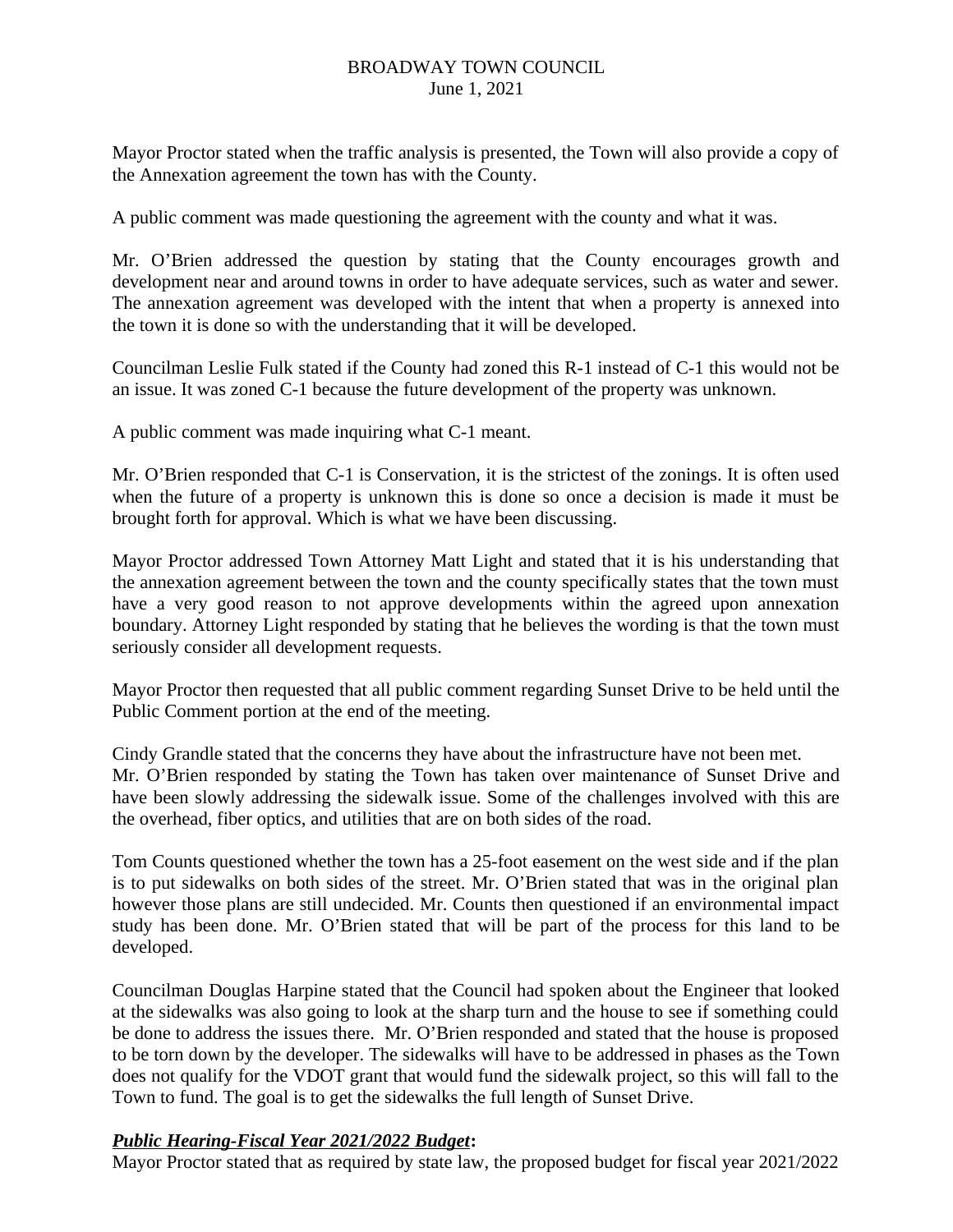Mayor Proctor stated when the traffic analysis is presented, the Town will also provide a copy of the Annexation agreement the town has with the County.

A public comment was made questioning the agreement with the county and what it was.

Mr. O'Brien addressed the question by stating that the County encourages growth and development near and around towns in order to have adequate services, such as water and sewer. The annexation agreement was developed with the intent that when a property is annexed into the town it is done so with the understanding that it will be developed.

Councilman Leslie Fulk stated if the County had zoned this R-1 instead of C-1 this would not be an issue. It was zoned C-1 because the future development of the property was unknown.

A public comment was made inquiring what C-1 meant.

Mr. O'Brien responded that C-1 is Conservation, it is the strictest of the zonings. It is often used when the future of a property is unknown this is done so once a decision is made it must be brought forth for approval. Which is what we have been discussing.

Mayor Proctor addressed Town Attorney Matt Light and stated that it is his understanding that the annexation agreement between the town and the county specifically states that the town must have a very good reason to not approve developments within the agreed upon annexation boundary. Attorney Light responded by stating that he believes the wording is that the town must seriously consider all development requests.

Mayor Proctor then requested that all public comment regarding Sunset Drive to be held until the Public Comment portion at the end of the meeting.

Cindy Grandle stated that the concerns they have about the infrastructure have not been met.
Mr. O'Brien responded by stating the Town has taken over maintenance of Sunset Drive and have been slowly addressing the sidewalk issue. Some of the challenges involved with this are the overhead, fiber optics, and utilities that are on both sides of the road.

Tom Counts questioned whether the town has a 25-foot easement on the west side and if the plan is to put sidewalks on both sides of the street. Mr. O'Brien stated that was in the original plan however those plans are still undecided. Mr. Counts then questioned if an environmental impact study has been done. Mr. O'Brien stated that will be part of the process for this land to be developed.

Councilman Douglas Harpine stated that the Council had spoken about the Engineer that looked at the sidewalks was also going to look at the sharp turn and the house to see if something could be done to address the issues there. Mr. O'Brien responded and stated that the house is proposed to be torn down by the developer. The sidewalks will have to be addressed in phases as the Town does not qualify for the VDOT grant that would fund the sidewalk project, so this will fall to the Town to fund. The goal is to get the sidewalks the full length of Sunset Drive.

***Public Hearing-Fiscal Year 2021/2022 Budget*:**
Mayor Proctor stated that as required by state law, the proposed budget for fiscal year 2021/2022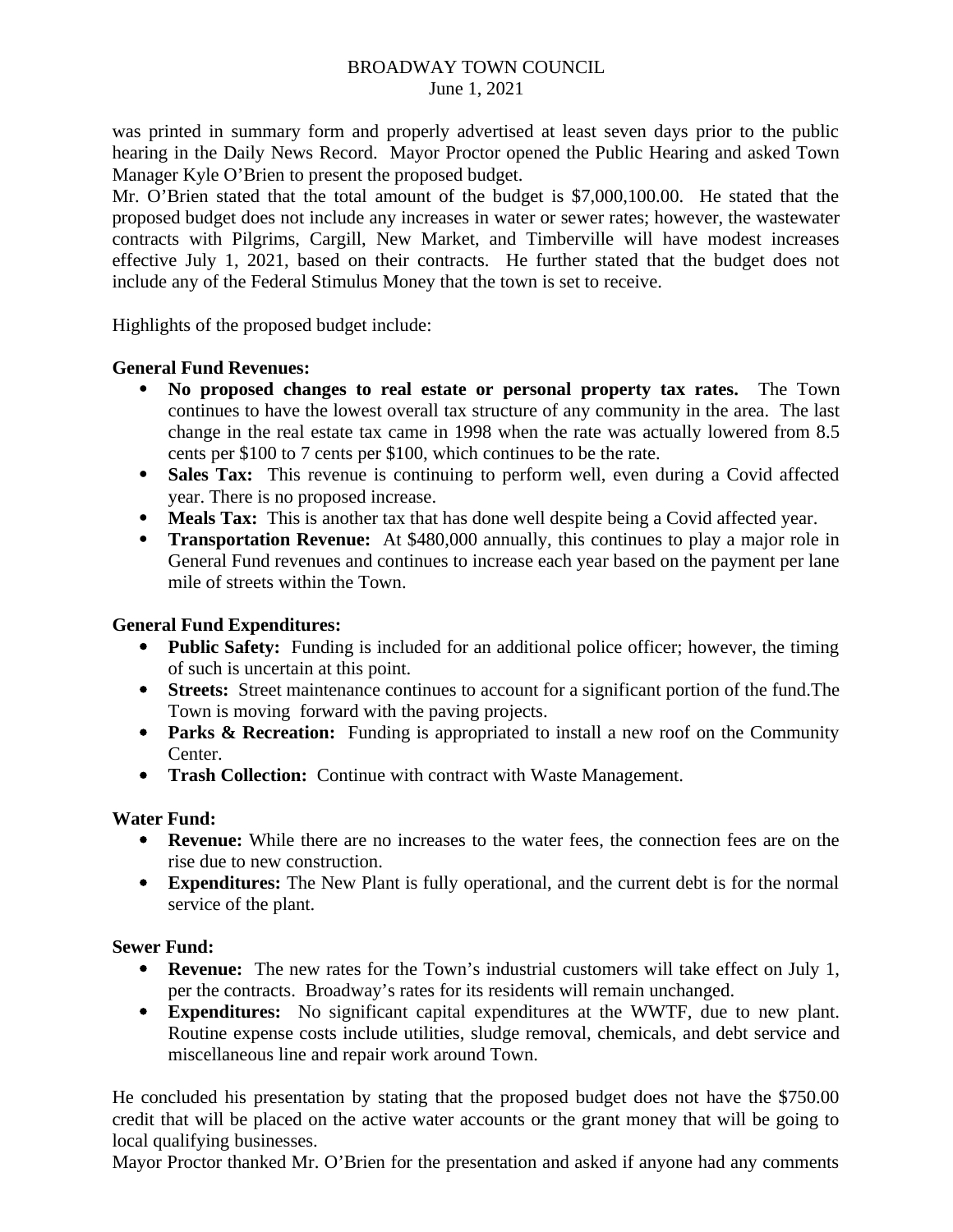was printed in summary form and properly advertised at least seven days prior to the public hearing in the Daily News Record. Mayor Proctor opened the Public Hearing and asked Town Manager Kyle O'Brien to present the proposed budget.

Mr. O'Brien stated that the total amount of the budget is $7,000,100.00. He stated that the proposed budget does not include any increases in water or sewer rates; however, the wastewater contracts with Pilgrims, Cargill, New Market, and Timberville will have modest increases effective July 1, 2021, based on their contracts. He further stated that the budget does not include any of the Federal Stimulus Money that the town is set to receive.

Highlights of the proposed budget include:

**General Fund Revenues:**

- **No proposed changes to real estate or personal property tax rates.** The Town continues to have the lowest overall tax structure of any community in the area. The last change in the real estate tax came in 1998 when the rate was actually lowered from 8.5 cents per $100 to 7 cents per $100, which continues to be the rate.
- **Sales Tax:** This revenue is continuing to perform well, even during a Covid affected year. There is no proposed increase.
- **Meals Tax:** This is another tax that has done well despite being a Covid affected year.
- **Transportation Revenue:** At $480,000 annually, this continues to play a major role in General Fund revenues and continues to increase each year based on the payment per lane mile of streets within the Town.

**General Fund Expenditures:**

- **Public Safety:** Funding is included for an additional police officer; however, the timing of such is uncertain at this point.
- **Streets:** Street maintenance continues to account for a significant portion of the fund.The Town is moving forward with the paving projects.
- **Parks & Recreation:** Funding is appropriated to install a new roof on the Community Center.
- **Trash Collection:** Continue with contract with Waste Management.

**Water Fund:**

- **Revenue:** While there are no increases to the water fees, the connection fees are on the rise due to new construction.
- **Expenditures:** The New Plant is fully operational, and the current debt is for the normal service of the plant.

**Sewer Fund:**

- **Revenue:** The new rates for the Town's industrial customers will take effect on July 1, per the contracts. Broadway's rates for its residents will remain unchanged.
- **Expenditures:** No significant capital expenditures at the WWTF, due to new plant. Routine expense costs include utilities, sludge removal, chemicals, and debt service and miscellaneous line and repair work around Town.

He concluded his presentation by stating that the proposed budget does not have the $750.00 credit that will be placed on the active water accounts or the grant money that will be going to local qualifying businesses.

Mayor Proctor thanked Mr. O'Brien for the presentation and asked if anyone had any comments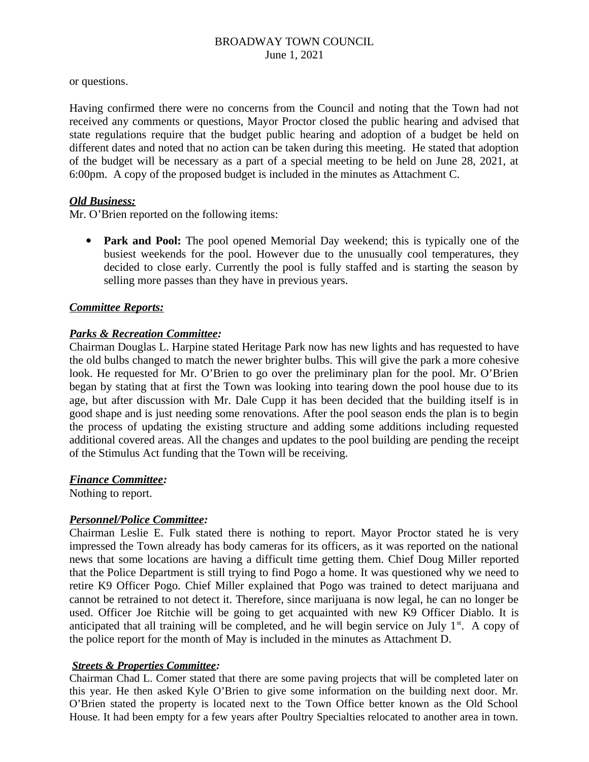or questions.

Having confirmed there were no concerns from the Council and noting that the Town had not received any comments or questions, Mayor Proctor closed the public hearing and advised that state regulations require that the budget public hearing and adoption of a budget be held on different dates and noted that no action can be taken during this meeting. He stated that adoption of the budget will be necessary as a part of a special meeting to be held on June 28, 2021, at 6:00pm. A copy of the proposed budget is included in the minutes as Attachment C.

***Old Business:***

Mr. O'Brien reported on the following items:

- **Park and Pool:** The pool opened Memorial Day weekend; this is typically one of the busiest weekends for the pool. However due to the unusually cool temperatures, they decided to close early. Currently the pool is fully staffed and is starting the season by selling more passes than they have in previous years.

***Committee Reports:***

***Parks & Recreation Committee:***

Chairman Douglas L. Harpine stated Heritage Park now has new lights and has requested to have the old bulbs changed to match the newer brighter bulbs. This will give the park a more cohesive look. He requested for Mr. O'Brien to go over the preliminary plan for the pool. Mr. O'Brien began by stating that at first the Town was looking into tearing down the pool house due to its age, but after discussion with Mr. Dale Cupp it has been decided that the building itself is in good shape and is just needing some renovations. After the pool season ends the plan is to begin the process of updating the existing structure and adding some additions including requested additional covered areas. All the changes and updates to the pool building are pending the receipt of the Stimulus Act funding that the Town will be receiving.

***Finance Committee:***

Nothing to report.

***Personnel/Police Committee:***

Chairman Leslie E. Fulk stated there is nothing to report. Mayor Proctor stated he is very impressed the Town already has body cameras for its officers, as it was reported on the national news that some locations are having a difficult time getting them. Chief Doug Miller reported that the Police Department is still trying to find Pogo a home. It was questioned why we need to retire K9 Officer Pogo. Chief Miller explained that Pogo was trained to detect marijuana and cannot be retrained to not detect it. Therefore, since marijuana is now legal, he can no longer be used. Officer Joe Ritchie will be going to get acquainted with new K9 Officer Diablo. It is anticipated that all training will be completed, and he will begin service on July 1st. A copy of the police report for the month of May is included in the minutes as Attachment D.

***Streets & Properties Committee:***

Chairman Chad L. Comer stated that there are some paving projects that will be completed later on this year. He then asked Kyle O'Brien to give some information on the building next door. Mr. O'Brien stated the property is located next to the Town Office better known as the Old School House. It had been empty for a few years after Poultry Specialties relocated to another area in town.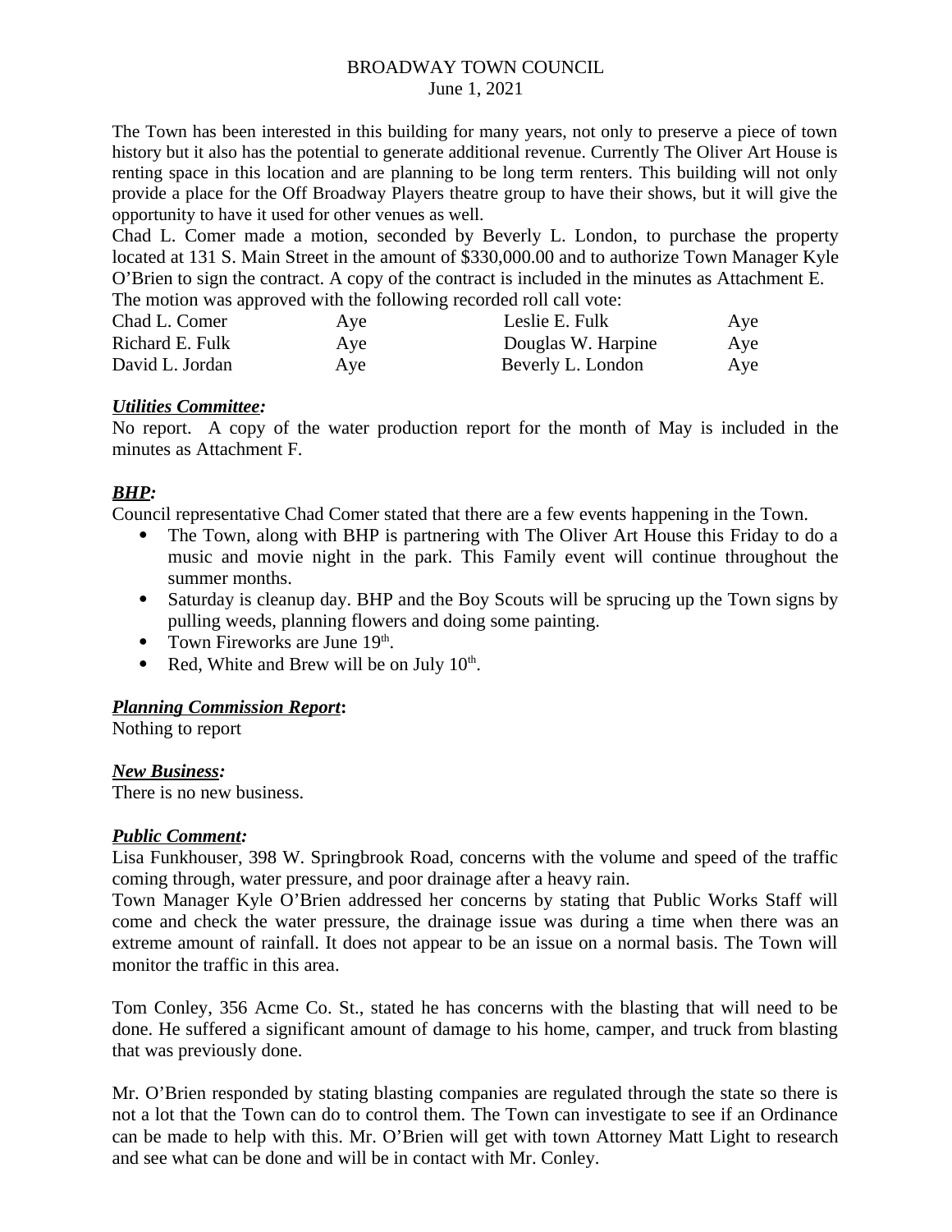BROADWAY TOWN COUNCIL
June 1, 2021

The Town has been interested in this building for many years, not only to preserve a piece of town history but it also has the potential to generate additional revenue. Currently The Oliver Art House is renting space in this location and are planning to be long term renters. This building will not only provide a place for the Off Broadway Players theatre group to have their shows, but it will give the opportunity to have it used for other venues as well.

Chad L. Comer made a motion, seconded by Beverly L. London, to purchase the property located at 131 S. Main Street in the amount of $330,000.00 and to authorize Town Manager Kyle O'Brien to sign the contract. A copy of the contract is included in the minutes as Attachment E.

The motion was approved with the following recorded roll call vote:

| | | | |
|---|---|---|---|
| Chad L. Comer | Aye | Leslie E. Fulk | Aye |
| Richard E. Fulk | Aye | Douglas W. Harpine | Aye |
| David L. Jordan | Aye | Beverly L. London | Aye |

***Utilities Committee:***

No report. A copy of the water production report for the month of May is included in the minutes as Attachment F.

***BHP:***

Council representative Chad Comer stated that there are a few events happening in the Town.

- The Town, along with BHP is partnering with The Oliver Art House this Friday to do a music and movie night in the park. This Family event will continue throughout the summer months.
- Saturday is cleanup day. BHP and the Boy Scouts will be sprucing up the Town signs by pulling weeds, planning flowers and doing some painting.
- Town Fireworks are June 19th.
- Red, White and Brew will be on July 10th.

***Planning Commission Report*:**

Nothing to report

***New Business:***

There is no new business.

***Public Comment:***

Lisa Funkhouser, 398 W. Springbrook Road, concerns with the volume and speed of the traffic coming through, water pressure, and poor drainage after a heavy rain.

Town Manager Kyle O'Brien addressed her concerns by stating that Public Works Staff will come and check the water pressure, the drainage issue was during a time when there was an extreme amount of rainfall. It does not appear to be an issue on a normal basis. The Town will monitor the traffic in this area.

Tom Conley, 356 Acme Co. St., stated he has concerns with the blasting that will need to be done. He suffered a significant amount of damage to his home, camper, and truck from blasting that was previously done.

Mr. O'Brien responded by stating blasting companies are regulated through the state so there is not a lot that the Town can do to control them. The Town can investigate to see if an Ordinance can be made to help with this. Mr. O'Brien will get with town Attorney Matt Light to research and see what can be done and will be in contact with Mr. Conley.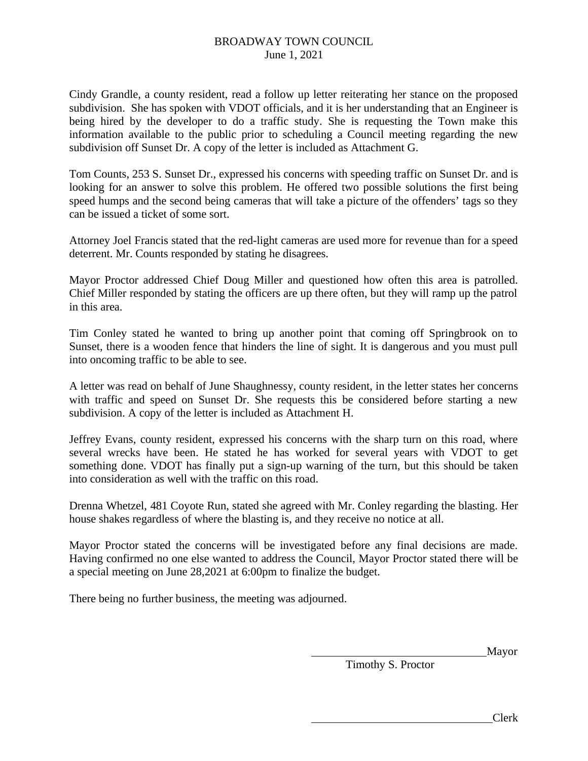Cindy Grandle, a county resident, read a follow up letter reiterating her stance on the proposed subdivision. She has spoken with VDOT officials, and it is her understanding that an Engineer is being hired by the developer to do a traffic study. She is requesting the Town make this information available to the public prior to scheduling a Council meeting regarding the new subdivision off Sunset Dr. A copy of the letter is included as Attachment G.

Tom Counts, 253 S. Sunset Dr., expressed his concerns with speeding traffic on Sunset Dr. and is looking for an answer to solve this problem. He offered two possible solutions the first being speed humps and the second being cameras that will take a picture of the offenders' tags so they can be issued a ticket of some sort.

Attorney Joel Francis stated that the red-light cameras are used more for revenue than for a speed deterrent. Mr. Counts responded by stating he disagrees.

Mayor Proctor addressed Chief Doug Miller and questioned how often this area is patrolled. Chief Miller responded by stating the officers are up there often, but they will ramp up the patrol in this area.

Tim Conley stated he wanted to bring up another point that coming off Springbrook on to Sunset, there is a wooden fence that hinders the line of sight. It is dangerous and you must pull into oncoming traffic to be able to see.

A letter was read on behalf of June Shaughnessy, county resident, in the letter states her concerns with traffic and speed on Sunset Dr. She requests this be considered before starting a new subdivision. A copy of the letter is included as Attachment H.

Jeffrey Evans, county resident, expressed his concerns with the sharp turn on this road, where several wrecks have been. He stated he has worked for several years with VDOT to get something done. VDOT has finally put a sign-up warning of the turn, but this should be taken into consideration as well with the traffic on this road.

Drenna Whetzel, 481 Coyote Run, stated she agreed with Mr. Conley regarding the blasting. Her house shakes regardless of where the blasting is, and they receive no notice at all.

Mayor Proctor stated the concerns will be investigated before any final decisions are made. Having confirmed no one else wanted to address the Council, Mayor Proctor stated there will be a special meeting on June 28,2021 at 6:00pm to finalize the budget.

There being no further business, the meeting was adjourned.

_______________________________Mayor
Timothy S. Proctor

_______________________________Clerk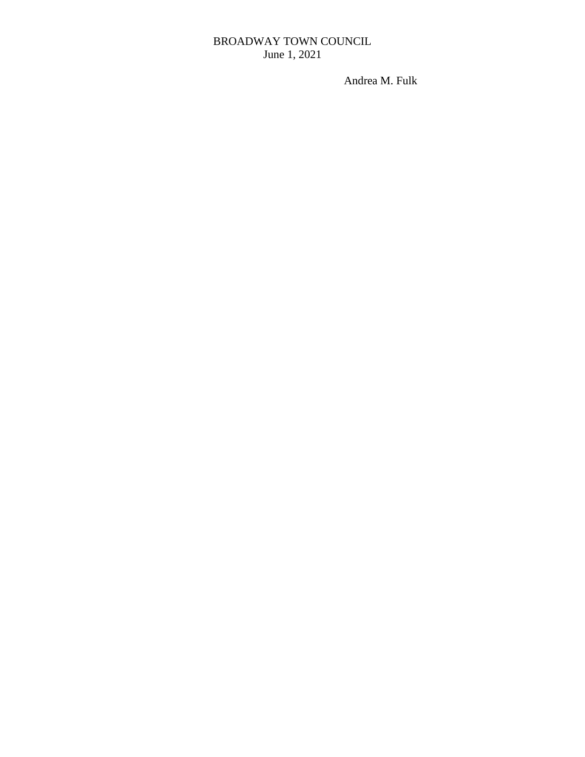Andrea M. Fulk